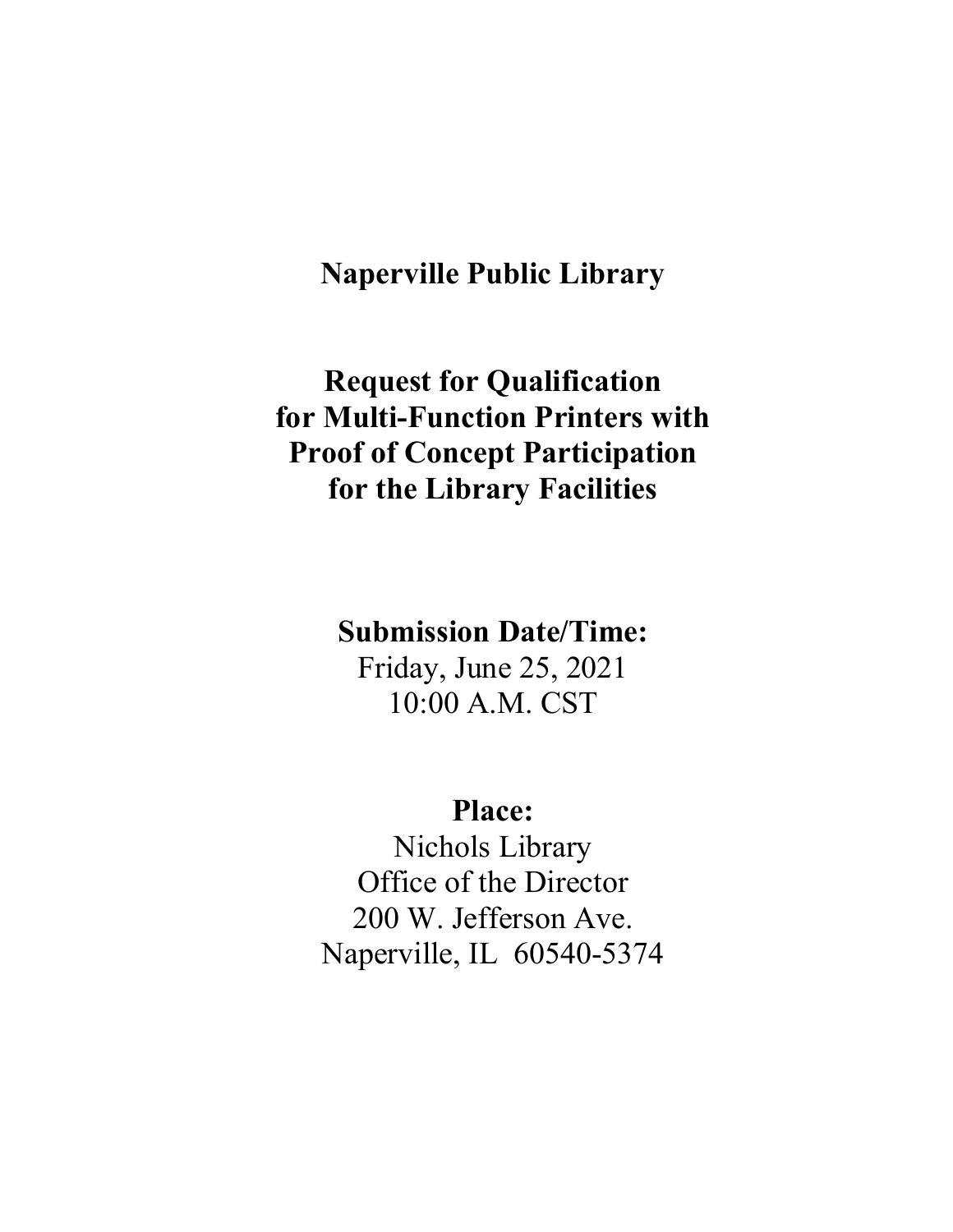# Naperville Public Library

## Request for Qualification for Multi-Function Printers with Proof of Concept Participation for the Library Facilities

**Submission Date/Time:**

Friday, June 25, 2021
10:00 A.M. CST

**Place:**

Nichols Library
Office of the Director
200 W. Jefferson Ave.
Naperville, IL 60540-5374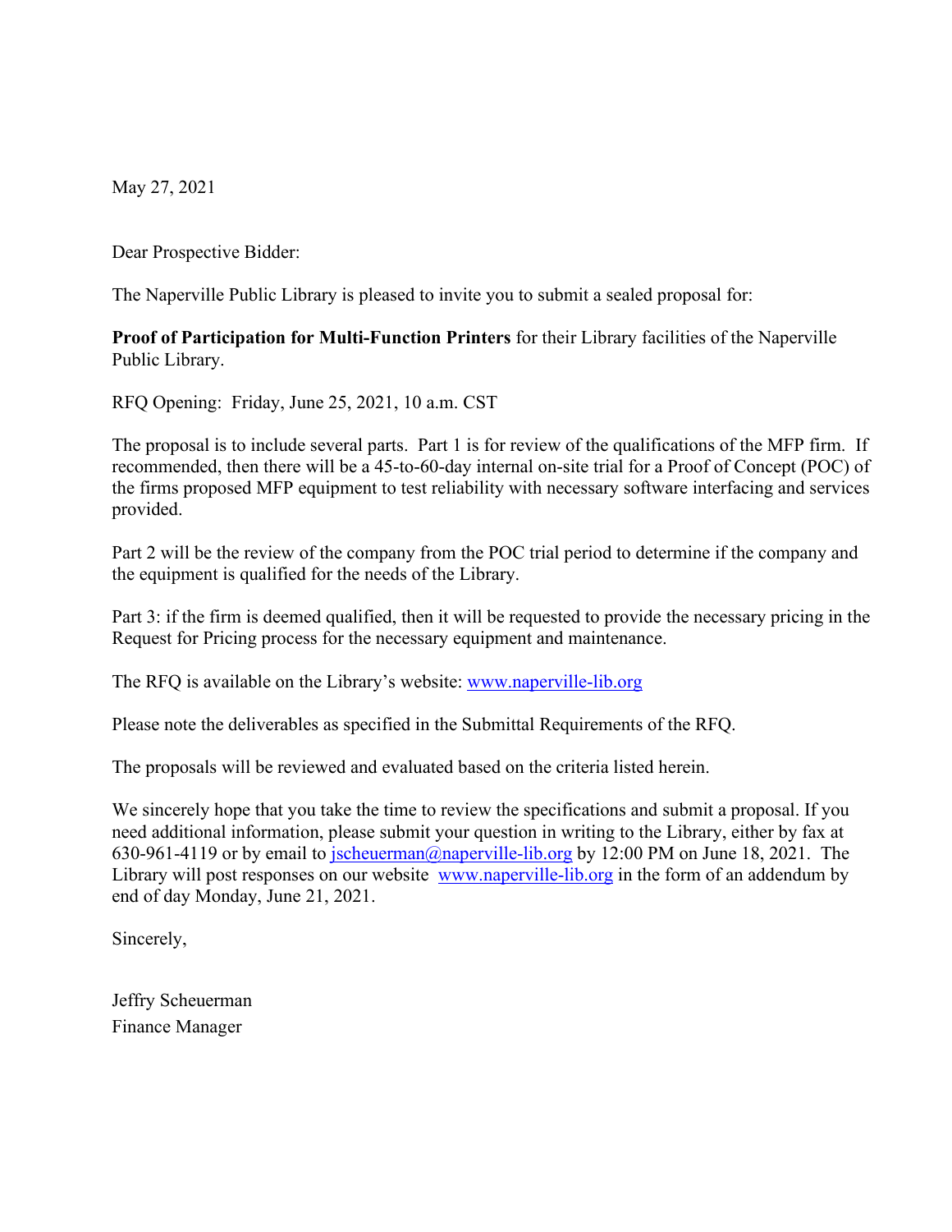May 27, 2021

Dear Prospective Bidder:

The Naperville Public Library is pleased to invite you to submit a sealed proposal for:

**Proof of Participation for Multi-Function Printers** for their Library facilities of the Naperville Public Library.

RFQ Opening: Friday, June 25, 2021, 10 a.m. CST

The proposal is to include several parts. Part 1 is for review of the qualifications of the MFP firm. If recommended, then there will be a 45-to-60-day internal on-site trial for a Proof of Concept (POC) of the firms proposed MFP equipment to test reliability with necessary software interfacing and services provided.

Part 2 will be the review of the company from the POC trial period to determine if the company and the equipment is qualified for the needs of the Library.

Part 3: if the firm is deemed qualified, then it will be requested to provide the necessary pricing in the Request for Pricing process for the necessary equipment and maintenance.

The RFQ is available on the Library's website: [www.naperville-lib.org](http://www.naperville-lib.org)

Please note the deliverables as specified in the Submittal Requirements of the RFQ.

The proposals will be reviewed and evaluated based on the criteria listed herein.

We sincerely hope that you take the time to review the specifications and submit a proposal. If you need additional information, please submit your question in writing to the Library, either by fax at 630-961-4119 or by email to [jscheuerman@naperville-lib.org](mailto:jscheuerman@naperville-lib.org) by 12:00 PM on June 18, 2021. The Library will post responses on our website [www.naperville-lib.org](http://www.naperville-lib.org) in the form of an addendum by end of day Monday, June 21, 2021.

Sincerely,

Jeffry Scheuerman  
Finance Manager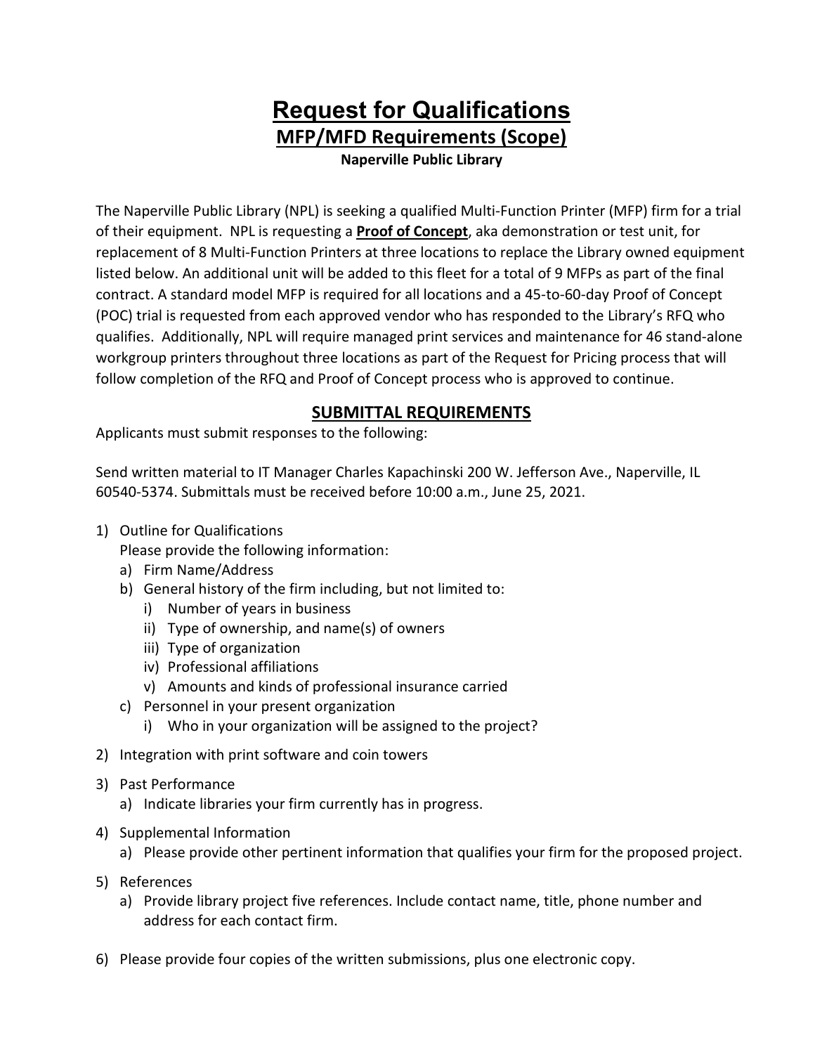# Request for Qualifications

## MFP/MFD Requirements (Scope)

**Naperville Public Library**

The Naperville Public Library (NPL) is seeking a qualified Multi-Function Printer (MFP) firm for a trial of their equipment. NPL is requesting a **Proof of Concept**, aka demonstration or test unit, for replacement of 8 Multi-Function Printers at three locations to replace the Library owned equipment listed below. An additional unit will be added to this fleet for a total of 9 MFPs as part of the final contract. A standard model MFP is required for all locations and a 45-to-60-day Proof of Concept (POC) trial is requested from each approved vendor who has responded to the Library's RFQ who qualifies. Additionally, NPL will require managed print services and maintenance for 46 stand-alone workgroup printers throughout three locations as part of the Request for Pricing process that will follow completion of the RFQ and Proof of Concept process who is approved to continue.

## SUBMITTAL REQUIREMENTS

Applicants must submit responses to the following:

Send written material to IT Manager Charles Kapachinski 200 W. Jefferson Ave., Naperville, IL 60540-5374. Submittals must be received before 10:00 a.m., June 25, 2021.

1) Outline for Qualifications
   Please provide the following information:
   a) Firm Name/Address
   b) General history of the firm including, but not limited to:
      i) Number of years in business
      ii) Type of ownership, and name(s) of owners
      iii) Type of organization
      iv) Professional affiliations
      v) Amounts and kinds of professional insurance carried
   c) Personnel in your present organization
      i) Who in your organization will be assigned to the project?
2) Integration with print software and coin towers
3) Past Performance
   a) Indicate libraries your firm currently has in progress.
4) Supplemental Information
   a) Please provide other pertinent information that qualifies your firm for the proposed project.
5) References
   a) Provide library project five references. Include contact name, title, phone number and address for each contact firm.
6) Please provide four copies of the written submissions, plus one electronic copy.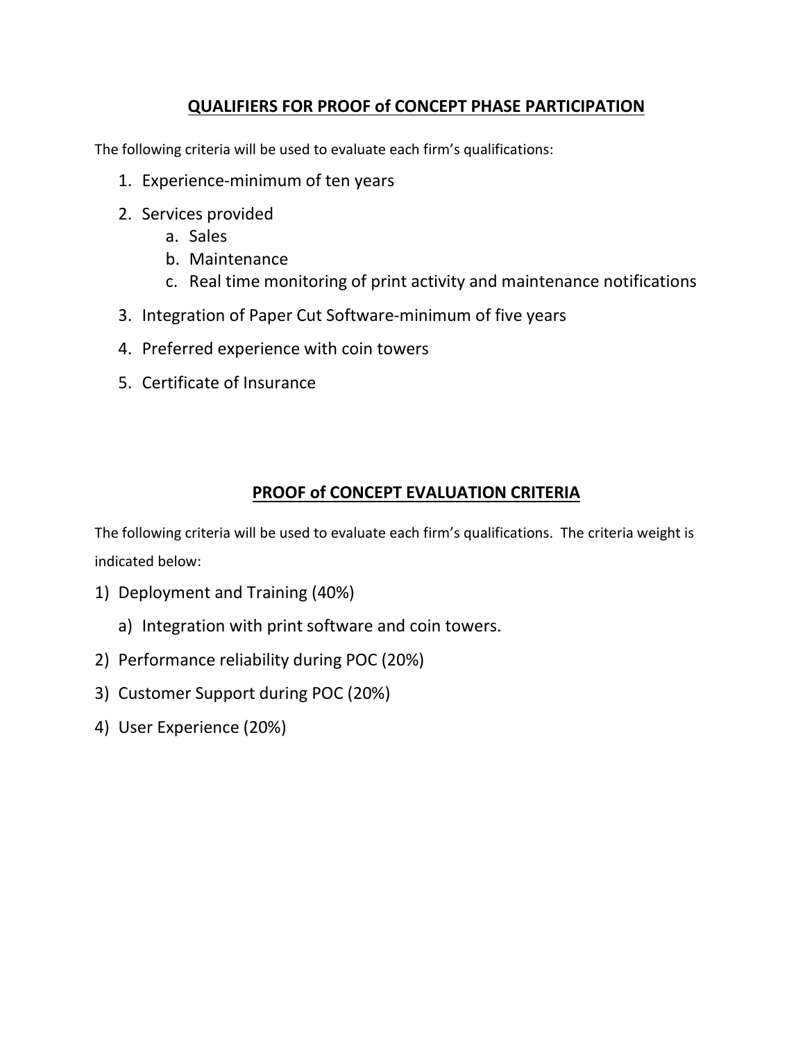## QUALIFIERS FOR PROOF of CONCEPT PHASE PARTICIPATION

The following criteria will be used to evaluate each firm's qualifications:

1. Experience-minimum of ten years
2. Services provided
   a. Sales
   b. Maintenance
   c. Real time monitoring of print activity and maintenance notifications
3. Integration of Paper Cut Software-minimum of five years
4. Preferred experience with coin towers
5. Certificate of Insurance

## PROOF of CONCEPT EVALUATION CRITERIA

The following criteria will be used to evaluate each firm's qualifications. The criteria weight is indicated below:

1) Deployment and Training (40%)
   a) Integration with print software and coin towers.
2) Performance reliability during POC (20%)
3) Customer Support during POC (20%)
4) User Experience (20%)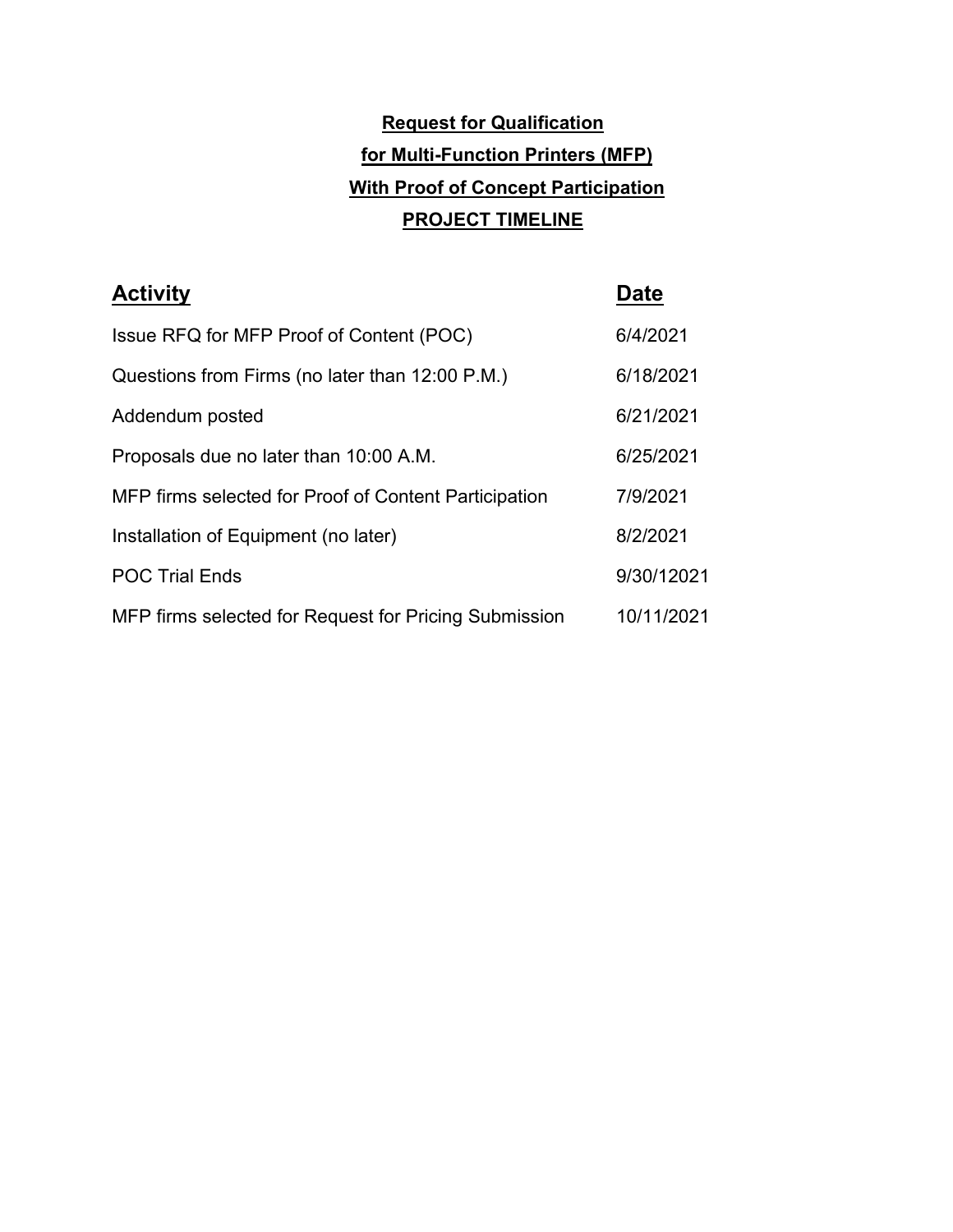# Request for Qualification for Multi-Function Printers (MFP) With Proof of Concept Participation

## PROJECT TIMELINE

| Activity | Date |
|---|---|
| Issue RFQ for MFP Proof of Content (POC) | 6/4/2021 |
| Questions from Firms (no later than 12:00 P.M.) | 6/18/2021 |
| Addendum posted | 6/21/2021 |
| Proposals due no later than 10:00 A.M. | 6/25/2021 |
| MFP firms selected for Proof of Content Participation | 7/9/2021 |
| Installation of Equipment (no later) | 8/2/2021 |
| POC Trial Ends | 9/30/12021 |
| MFP firms selected for Request for Pricing Submission | 10/11/2021 |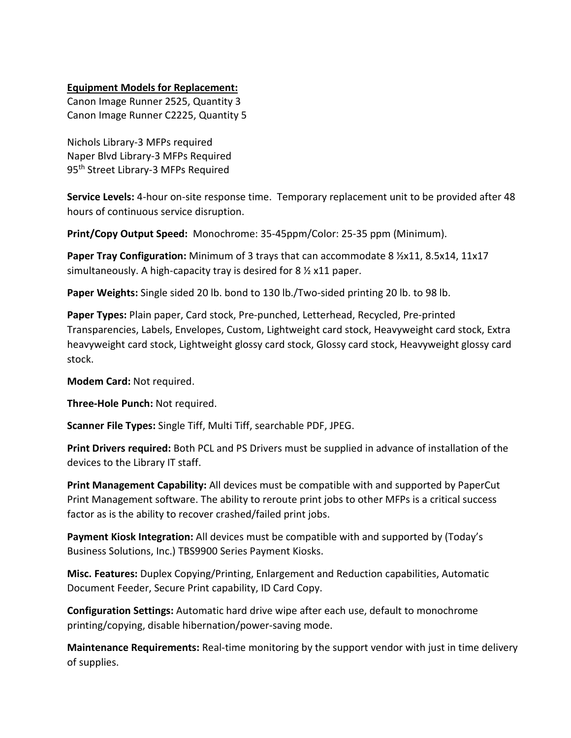**Equipment Models for Replacement:**

Canon Image Runner 2525, Quantity 3
Canon Image Runner C2225, Quantity 5

Nichols Library-3 MFPs required
Naper Blvd Library-3 MFPs Required
95th Street Library-3 MFPs Required

**Service Levels:** 4-hour on-site response time. Temporary replacement unit to be provided after 48 hours of continuous service disruption.

**Print/Copy Output Speed:** Monochrome: 35-45ppm/Color: 25-35 ppm (Minimum).

**Paper Tray Configuration:** Minimum of 3 trays that can accommodate 8 ½x11, 8.5x14, 11x17 simultaneously. A high-capacity tray is desired for 8 ½ x11 paper.

**Paper Weights:** Single sided 20 lb. bond to 130 lb./Two-sided printing 20 lb. to 98 lb.

**Paper Types:** Plain paper, Card stock, Pre-punched, Letterhead, Recycled, Pre-printed Transparencies, Labels, Envelopes, Custom, Lightweight card stock, Heavyweight card stock, Extra heavyweight card stock, Lightweight glossy card stock, Glossy card stock, Heavyweight glossy card stock.

**Modem Card:** Not required.

**Three-Hole Punch:** Not required.

**Scanner File Types:** Single Tiff, Multi Tiff, searchable PDF, JPEG.

**Print Drivers required:** Both PCL and PS Drivers must be supplied in advance of installation of the devices to the Library IT staff.

**Print Management Capability:** All devices must be compatible with and supported by PaperCut Print Management software. The ability to reroute print jobs to other MFPs is a critical success factor as is the ability to recover crashed/failed print jobs.

**Payment Kiosk Integration:** All devices must be compatible with and supported by (Today's Business Solutions, Inc.) TBS9900 Series Payment Kiosks.

**Misc. Features:** Duplex Copying/Printing, Enlargement and Reduction capabilities, Automatic Document Feeder, Secure Print capability, ID Card Copy.

**Configuration Settings:** Automatic hard drive wipe after each use, default to monochrome printing/copying, disable hibernation/power-saving mode.

**Maintenance Requirements:** Real-time monitoring by the support vendor with just in time delivery of supplies.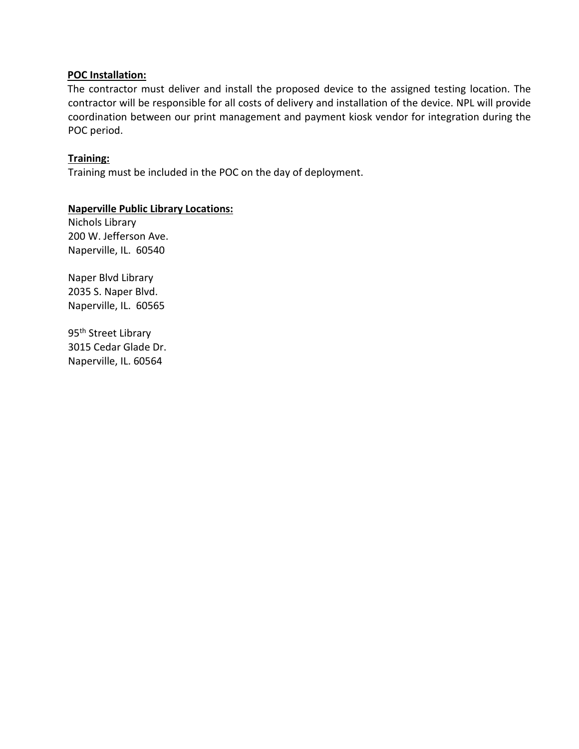**POC Installation:**

The contractor must deliver and install the proposed device to the assigned testing location. The contractor will be responsible for all costs of delivery and installation of the device. NPL will provide coordination between our print management and payment kiosk vendor for integration during the POC period.

**Training:**

Training must be included in the POC on the day of deployment.

**Naperville Public Library Locations:**

Nichols Library
200 W. Jefferson Ave.
Naperville, IL. 60540

Naper Blvd Library
2035 S. Naper Blvd.
Naperville, IL. 60565

95th Street Library
3015 Cedar Glade Dr.
Naperville, IL. 60564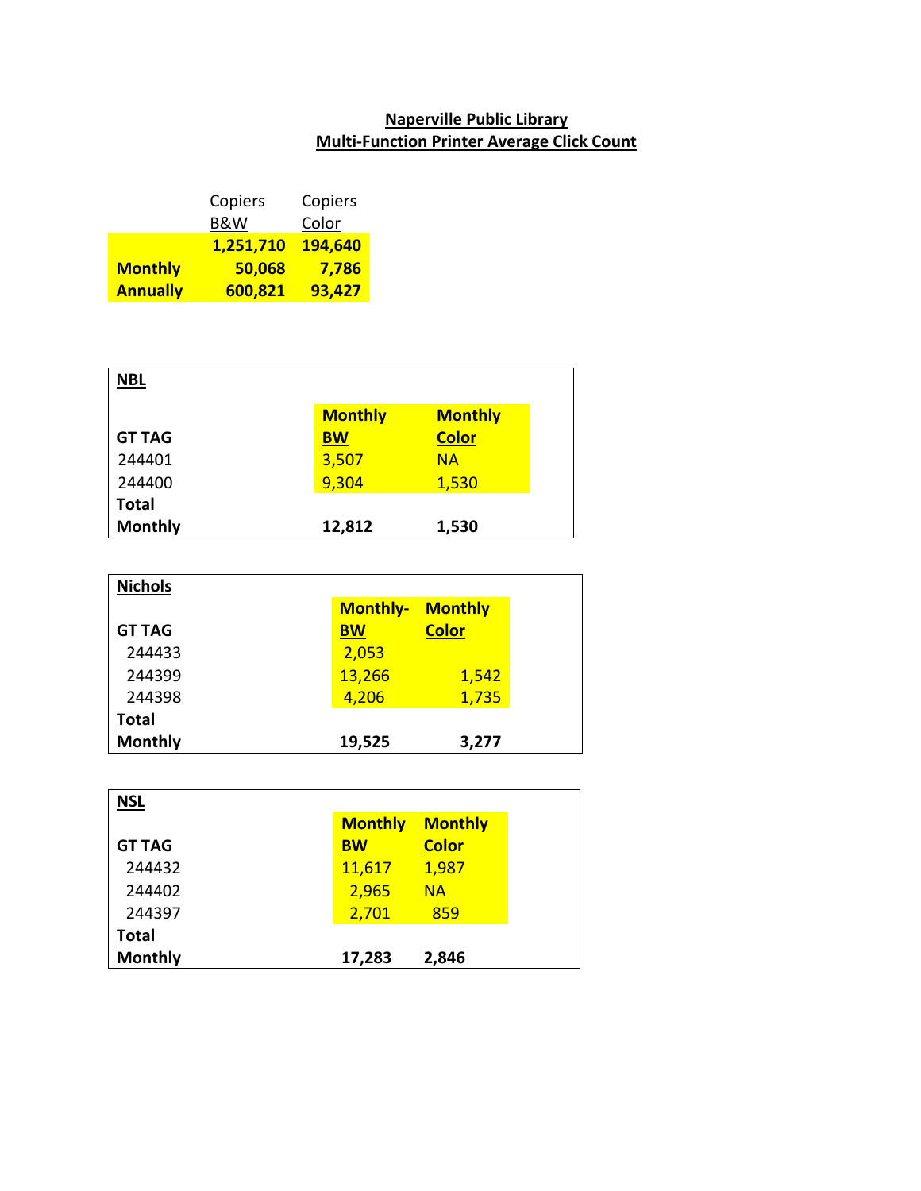**Naperville Public Library**
**Multi-Function Printer Average Click Count**

| | Copiers B&W | Copiers Color |
|---|---|---|
| | **1,251,710** | **194,640** |
| **Monthly** | **50,068** | **7,786** |
| **Annually** | **600,821** | **93,427** |

**NBL**

| GT TAG | Monthly BW | Monthly Color |
|---|---|---|
| 244401 | 3,507 | NA |
| 244400 | 9,304 | 1,530 |
| **Total Monthly** | **12,812** | **1,530** |

**Nichols**

| GT TAG | Monthly- BW | Monthly Color |
|---|---|---|
| 244433 | 2,053 | |
| 244399 | 13,266 | 1,542 |
| 244398 | 4,206 | 1,735 |
| **Total Monthly** | **19,525** | **3,277** |

**NSL**

| GT TAG | Monthly BW | Monthly Color |
|---|---|---|
| 244432 | 11,617 | 1,987 |
| 244402 | 2,965 | NA |
| 244397 | 2,701 | 859 |
| **Total Monthly** | **17,283** | **2,846** |